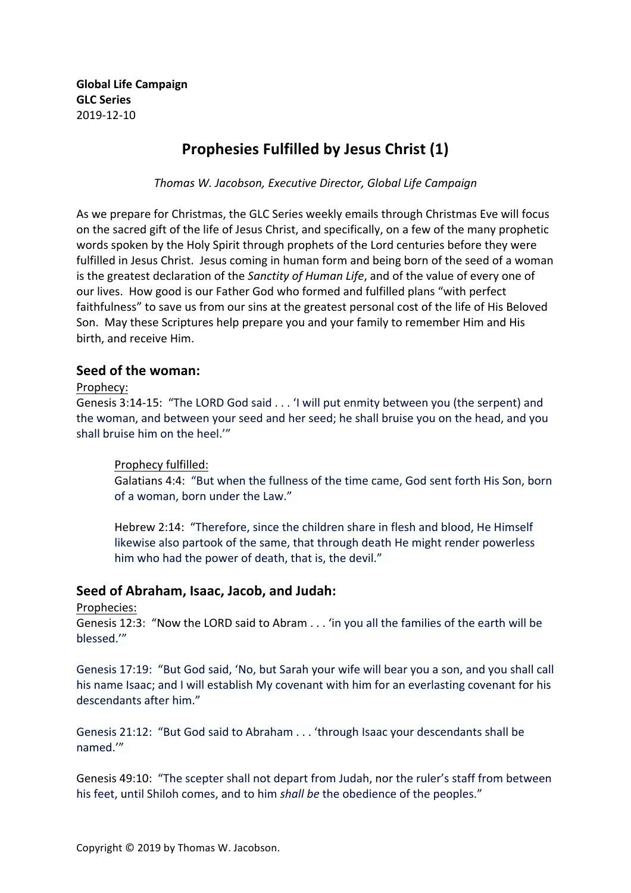**Global Life Campaign**
**GLC Series**
2019-12-10

# Prophesies Fulfilled by Jesus Christ (1)

*Thomas W. Jacobson, Executive Director, Global Life Campaign*

As we prepare for Christmas, the GLC Series weekly emails through Christmas Eve will focus on the sacred gift of the life of Jesus Christ, and specifically, on a few of the many prophetic words spoken by the Holy Spirit through prophets of the Lord centuries before they were fulfilled in Jesus Christ. Jesus coming in human form and being born of the seed of a woman is the greatest declaration of the *Sanctity of Human Life*, and of the value of every one of our lives. How good is our Father God who formed and fulfilled plans "with perfect faithfulness" to save us from our sins at the greatest personal cost of the life of His Beloved Son. May these Scriptures help prepare you and your family to remember Him and His birth, and receive Him.

## Seed of the woman:

<u>Prophecy:</u>

Genesis 3:14-15: "The LORD God said . . . 'I will put enmity between you (the serpent) and the woman, and between your seed and her seed; he shall bruise you on the head, and you shall bruise him on the heel.'"

> <u>Prophecy fulfilled:</u>
>
> Galatians 4:4: "But when the fullness of the time came, God sent forth His Son, born of a woman, born under the Law."
>
> Hebrew 2:14: "Therefore, since the children share in flesh and blood, He Himself likewise also partook of the same, that through death He might render powerless him who had the power of death, that is, the devil."

## Seed of Abraham, Isaac, Jacob, and Judah:

<u>Prophecies:</u>

Genesis 12:3: "Now the LORD said to Abram . . . 'in you all the families of the earth will be blessed.'"

Genesis 17:19: "But God said, 'No, but Sarah your wife will bear you a son, and you shall call his name Isaac; and I will establish My covenant with him for an everlasting covenant for his descendants after him."

Genesis 21:12: "But God said to Abraham . . . 'through Isaac your descendants shall be named.'"

Genesis 49:10: "The scepter shall not depart from Judah, nor the ruler's staff from between his feet, until Shiloh comes, and to him *shall be* the obedience of the peoples."

Copyright © 2019 by Thomas W. Jacobson.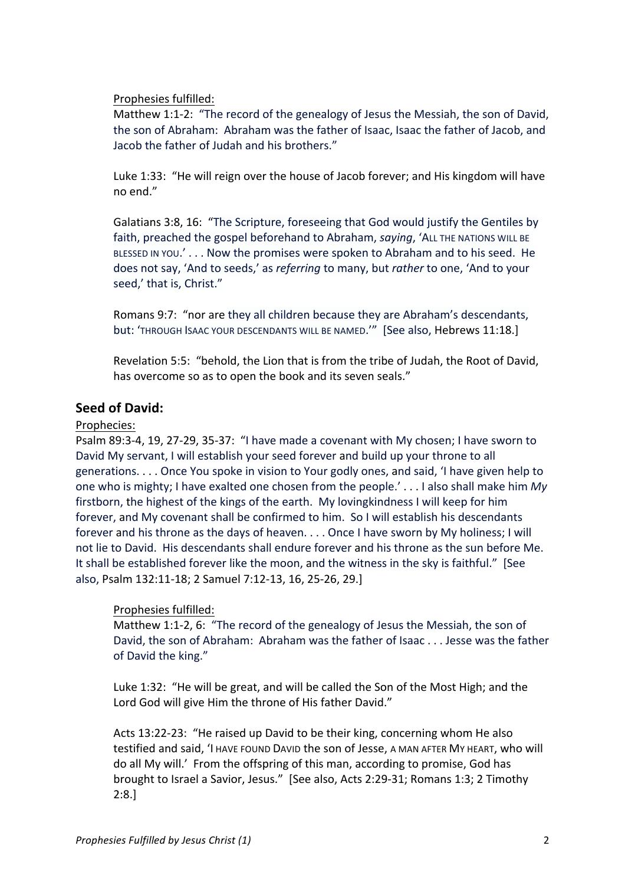<u>Prophesies fulfilled:</u>

Matthew 1:1-2: "The record of the genealogy of Jesus the Messiah, the son of David, the son of Abraham: Abraham was the father of Isaac, Isaac the father of Jacob, and Jacob the father of Judah and his brothers."

Luke 1:33: "He will reign over the house of Jacob forever; and His kingdom will have no end."

Galatians 3:8, 16: "The Scripture, foreseeing that God would justify the Gentiles by faith, preached the gospel beforehand to Abraham, *saying*, 'ALL THE NATIONS WILL BE BLESSED IN YOU.' . . . Now the promises were spoken to Abraham and to his seed. He does not say, 'And to seeds,' as *referring* to many, but *rather* to one, 'And to your seed,' that is, Christ."

Romans 9:7: "nor are they all children because they are Abraham's descendants, but: 'THROUGH ISAAC YOUR DESCENDANTS WILL BE NAMED.'" [See also, Hebrews 11:18.]

Revelation 5:5: "behold, the Lion that is from the tribe of Judah, the Root of David, has overcome so as to open the book and its seven seals."

## Seed of David:

<u>Prophecies:</u>

Psalm 89:3-4, 19, 27-29, 35-37: "I have made a covenant with My chosen; I have sworn to David My servant, I will establish your seed forever and build up your throne to all generations. . . . Once You spoke in vision to Your godly ones, and said, 'I have given help to one who is mighty; I have exalted one chosen from the people.' . . . I also shall make him *My* firstborn, the highest of the kings of the earth. My lovingkindness I will keep for him forever, and My covenant shall be confirmed to him. So I will establish his descendants forever and his throne as the days of heaven. . . . Once I have sworn by My holiness; I will not lie to David. His descendants shall endure forever and his throne as the sun before Me. It shall be established forever like the moon, and the witness in the sky is faithful." [See also, Psalm 132:11-18; 2 Samuel 7:12-13, 16, 25-26, 29.]

<u>Prophesies fulfilled:</u>

Matthew 1:1-2, 6: "The record of the genealogy of Jesus the Messiah, the son of David, the son of Abraham: Abraham was the father of Isaac . . . Jesse was the father of David the king."

Luke 1:32: "He will be great, and will be called the Son of the Most High; and the Lord God will give Him the throne of His father David."

Acts 13:22-23: "He raised up David to be their king, concerning whom He also testified and said, 'I HAVE FOUND DAVID the son of Jesse, A MAN AFTER MY HEART, who will do all My will.' From the offspring of this man, according to promise, God has brought to Israel a Savior, Jesus." [See also, Acts 2:29-31; Romans 1:3; 2 Timothy 2:8.]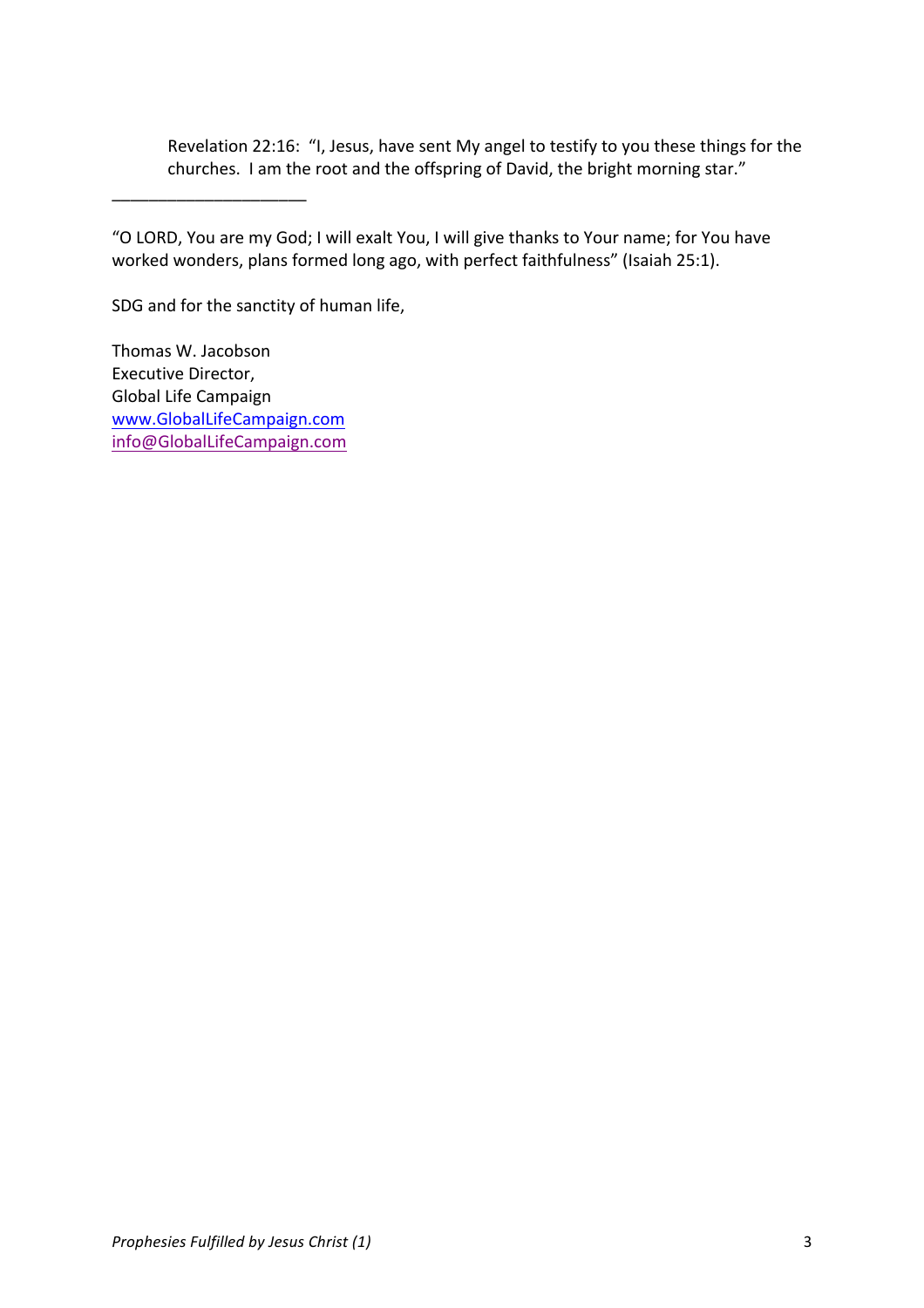> Revelation 22:16: "I, Jesus, have sent My angel to testify to you these things for the churches. I am the root and the offspring of David, the bright morning star."

_____________________

"O LORD, You are my God; I will exalt You, I will give thanks to Your name; for You have worked wonders, plans formed long ago, with perfect faithfulness" (Isaiah 25:1).

SDG and for the sanctity of human life,

Thomas W. Jacobson
Executive Director,
Global Life Campaign
www.GlobalLifeCampaign.com
info@GlobalLifeCampaign.com